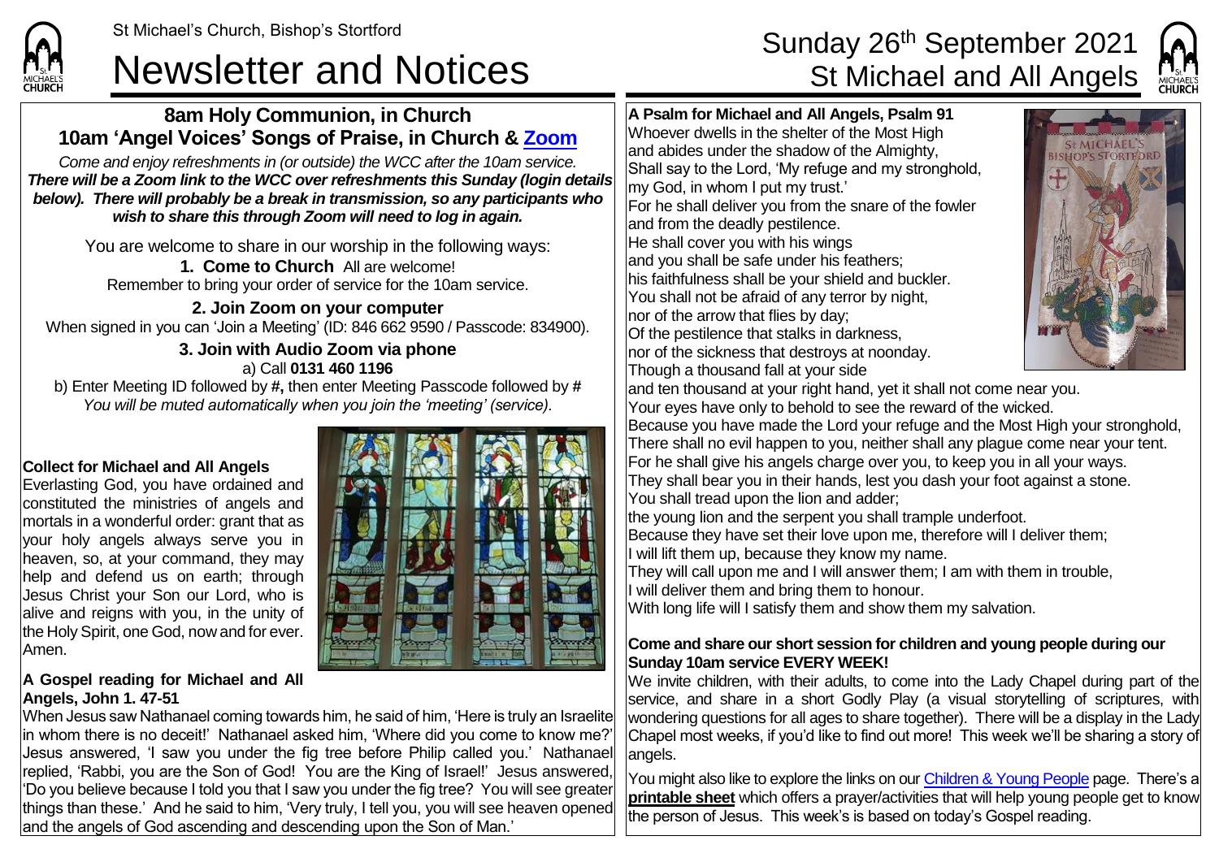St Michael's Church, Bishop's Stortford

# Newsletter and Notices

# Sunday 26th September 2021 St Michael and All Angels

## 8am Holy Communion, in Church
## 10am 'Angel Voices' Songs of Praise, in Church & Zoom

*Come and enjoy refreshments in (or outside) the WCC after the 10am service.*
***There will be a Zoom link to the WCC over refreshments this Sunday (login details below). There will probably be a break in transmission, so any participants who wish to share this through Zoom will need to log in again.***

You are welcome to share in our worship in the following ways:

**1. Come to Church** All are welcome!
Remember to bring your order of service for the 10am service.

**2. Join Zoom on your computer**
When signed in you can 'Join a Meeting' (ID: 846 662 9590 / Passcode: 834900).

**3. Join with Audio Zoom via phone**
a) Call **0131 460 1196**
b) Enter Meeting ID followed by **#,** then enter Meeting Passcode followed by **#**
*You will be muted automatically when you join the 'meeting' (service).*

**Collect for Michael and All Angels**
Everlasting God, you have ordained and constituted the ministries of angels and mortals in a wonderful order: grant that as your holy angels always serve you in heaven, so, at your command, they may help and defend us on earth; through Jesus Christ your Son our Lord, who is alive and reigns with you, in the unity of the Holy Spirit, one God, now and for ever. Amen.

**A Gospel reading for Michael and All Angels, John 1. 47-51**
When Jesus saw Nathanael coming towards him, he said of him, 'Here is truly an Israelite in whom there is no deceit!' Nathanael asked him, 'Where did you come to know me?' Jesus answered, 'I saw you under the fig tree before Philip called you.' Nathanael replied, 'Rabbi, you are the Son of God! You are the King of Israel!' Jesus answered, 'Do you believe because I told you that I saw you under the fig tree? You will see greater things than these.' And he said to him, 'Very truly, I tell you, you will see heaven opened and the angels of God ascending and descending upon the Son of Man.'

**A Psalm for Michael and All Angels, Psalm 91**
Whoever dwells in the shelter of the Most High
and abides under the shadow of the Almighty,
Shall say to the Lord, 'My refuge and my stronghold,
my God, in whom I put my trust.'
For he shall deliver you from the snare of the fowler
and from the deadly pestilence.
He shall cover you with his wings
and you shall be safe under his feathers;
his faithfulness shall be your shield and buckler.
You shall not be afraid of any terror by night,
nor of the arrow that flies by day;
Of the pestilence that stalks in darkness,
nor of the sickness that destroys at noonday.
Though a thousand fall at your side
and ten thousand at your right hand, yet it shall not come near you.
Your eyes have only to behold to see the reward of the wicked.
Because you have made the Lord your refuge and the Most High your stronghold,
There shall no evil happen to you, neither shall any plague come near your tent.
For he shall give his angels charge over you, to keep you in all your ways.
They shall bear you in their hands, lest you dash your foot against a stone.
You shall tread upon the lion and adder;
the young lion and the serpent you shall trample underfoot.
Because they have set their love upon me, therefore will I deliver them;
I will lift them up, because they know my name.
They will call upon me and I will answer them; I am with them in trouble,
I will deliver them and bring them to honour.
With long life will I satisfy them and show them my salvation.

**Come and share our short session for children and young people during our Sunday 10am service EVERY WEEK!**
We invite children, with their adults, to come into the Lady Chapel during part of the service, and share in a short Godly Play (a visual storytelling of scriptures, with wondering questions for all ages to share together). There will be a display in the Lady Chapel most weeks, if you'd like to find out more! This week we'll be sharing a story of angels.

You might also like to explore the links on our Children & Young People page. There's a **printable sheet** which offers a prayer/activities that will help young people get to know the person of Jesus. This week's is based on today's Gospel reading.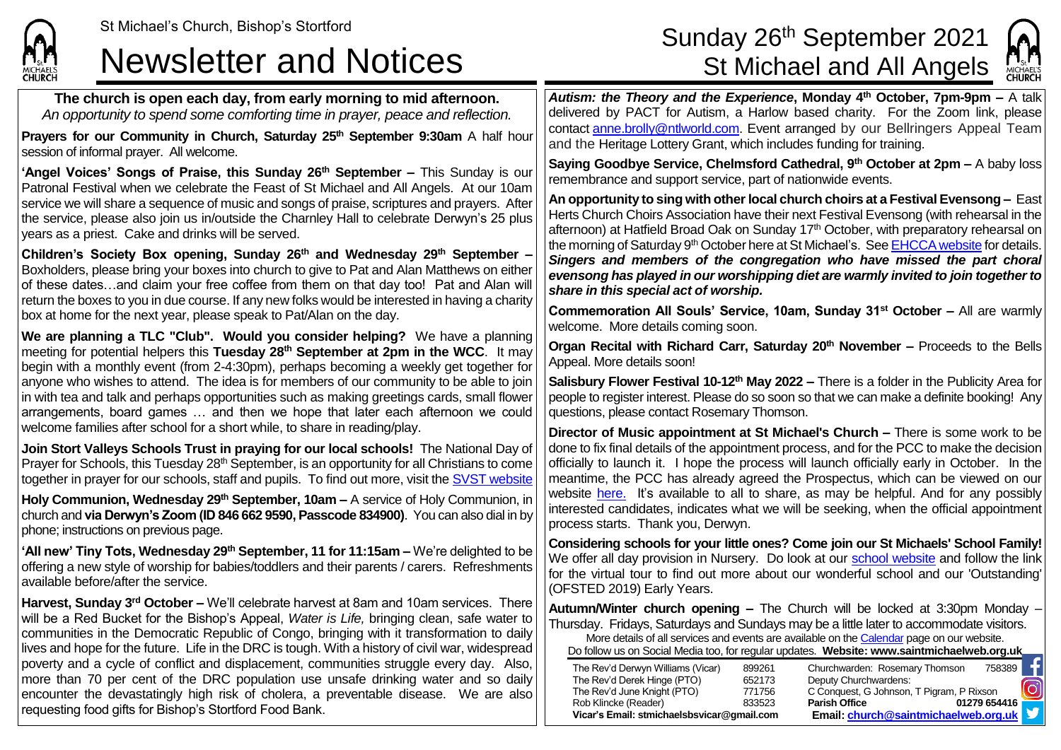St Michael's Church, Bishop's Stortford

# Newsletter and Notices

# Sunday 26th September 2021 St Michael and All Angels

**The church is open each day, from early morning to mid afternoon.**
*An opportunity to spend some comforting time in prayer, peace and reflection.*

**Prayers for our Community in Church, Saturday 25th September 9:30am** A half hour session of informal prayer. All welcome.

**'Angel Voices' Songs of Praise, this Sunday 26th September –** This Sunday is our Patronal Festival when we celebrate the Feast of St Michael and All Angels. At our 10am service we will share a sequence of music and songs of praise, scriptures and prayers. After the service, please also join us in/outside the Charnley Hall to celebrate Derwyn's 25 plus years as a priest. Cake and drinks will be served.

**Children's Society Box opening, Sunday 26th and Wednesday 29th September –** Boxholders, please bring your boxes into church to give to Pat and Alan Matthews on either of these dates…and claim your free coffee from them on that day too! Pat and Alan will return the boxes to you in due course. If any new folks would be interested in having a charity box at home for the next year, please speak to Pat/Alan on the day.

**We are planning a TLC "Club". Would you consider helping?** We have a planning meeting for potential helpers this **Tuesday 28th September at 2pm in the WCC**. It may begin with a monthly event (from 2-4:30pm), perhaps becoming a weekly get together for anyone who wishes to attend. The idea is for members of our community to be able to join in with tea and talk and perhaps opportunities such as making greetings cards, small flower arrangements, board games … and then we hope that later each afternoon we could welcome families after school for a short while, to share in reading/play.

**Join Stort Valleys Schools Trust in praying for our local schools!** The National Day of Prayer for Schools, this Tuesday 28th September, is an opportunity for all Christians to come together in prayer for our schools, staff and pupils. To find out more, visit the SVST website

**Holy Communion, Wednesday 29th September, 10am –** A service of Holy Communion, in church and **via Derwyn's Zoom (ID 846 662 9590, Passcode 834900)**. You can also dial in by phone; instructions on previous page.

**'All new' Tiny Tots, Wednesday 29th September, 11 for 11:15am –** We're delighted to be offering a new style of worship for babies/toddlers and their parents / carers. Refreshments available before/after the service.

**Harvest, Sunday 3rd October –** We'll celebrate harvest at 8am and 10am services. There will be a Red Bucket for the Bishop's Appeal, *Water is Life,* bringing clean, safe water to communities in the Democratic Republic of Congo, bringing with it transformation to daily lives and hope for the future. Life in the DRC is tough. With a history of civil war, widespread poverty and a cycle of conflict and displacement, communities struggle every day. Also, more than 70 per cent of the DRC population use unsafe drinking water and so daily encounter the devastatingly high risk of cholera, a preventable disease. We are also requesting food gifts for Bishop's Stortford Food Bank.

***Autism: the Theory and the Experience*, Monday 4th October, 7pm-9pm –** A talk delivered by PACT for Autism, a Harlow based charity. For the Zoom link, please contact anne.brolly@ntlworld.com. Event arranged by our Bellringers Appeal Team and the Heritage Lottery Grant, which includes funding for training.

**Saying Goodbye Service, Chelmsford Cathedral, 9th October at 2pm –** A baby loss remembrance and support service, part of nationwide events.

**An opportunity to sing with other local church choirs at a Festival Evensong –** East Herts Church Choirs Association have their next Festival Evensong (with rehearsal in the afternoon) at Hatfield Broad Oak on Sunday 17th October, with preparatory rehearsal on the morning of Saturday 9th October here at St Michael's. See EHCCA website for details. ***Singers and members of the congregation who have missed the part choral evensong has played in our worshipping diet are warmly invited to join together to share in this special act of worship.***

**Commemoration All Souls' Service, 10am, Sunday 31st October –** All are warmly welcome. More details coming soon.

**Organ Recital with Richard Carr, Saturday 20th November –** Proceeds to the Bells Appeal. More details soon!

**Salisbury Flower Festival 10-12th May 2022 –** There is a folder in the Publicity Area for people to register interest. Please do so soon so that we can make a definite booking! Any questions, please contact Rosemary Thomson.

**Director of Music appointment at St Michael's Church –** There is some work to be done to fix final details of the appointment process, and for the PCC to make the decision officially to launch it. I hope the process will launch officially early in October. In the meantime, the PCC has already agreed the Prospectus, which can be viewed on our website here. It's available to all to share, as may be helpful. And for any possibly interested candidates, indicates what we will be seeking, when the official appointment process starts. Thank you, Derwyn.

**Considering schools for your little ones? Come join our St Michaels' School Family!** We offer all day provision in Nursery. Do look at our school website and follow the link for the virtual tour to find out more about our wonderful school and our 'Outstanding' (OFSTED 2019) Early Years.

**Autumn/Winter church opening –** The Church will be locked at 3:30pm Monday – Thursday. Fridays, Saturdays and Sundays may be a little later to accommodate visitors.

More details of all services and events are available on the Calendar page on our website.
Do follow us on Social Media too, for regular updates. **Website: www.saintmichaelweb.org.uk**

| | | | |
|---|---|---|---|
| The Rev'd Derwyn Williams (Vicar) | 899261 | Churchwarden: Rosemary Thomson | 758389 |
| The Rev'd Derek Hinge (PTO) | 652173 | Deputy Churchwardens: | |
| The Rev'd June Knight (PTO) | 771756 | C Conquest, G Johnson, T Pigram, P Rixson | |
| Rob Klincke (Reader) | 833523 | **Parish Office** | **01279 654416** |
| **Vicar's Email: stmichaelsbsvicar@gmail.com** | | **Email: church@saintmichaelweb.org.uk** | |